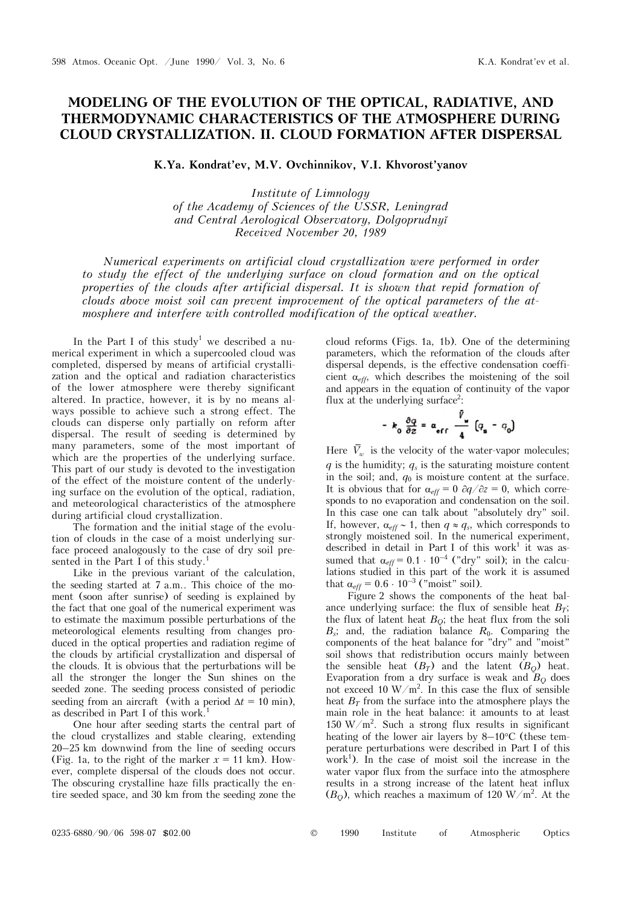# MODELING OF THE EVOLUTION OF THE OPTICAL, RADIATIVE, AND THERMODYNAMIC CHARACTERISTICS OF THE ATMOSPHERE DURING CLOUD CRYSTALLIZATION. II. CLOUD FORMATION AFTER DISPERSAL

**K.Ya. Kondrat'ev, M.V. Ovchinnikov, V.I. Khvorost'yanov**

*Institute of Limnology*
*of the Academy of Sciences of the USSR, Leningrad*
*and Central Aerological Observatory, Dolgoprudnyĭ*
*Received November 20, 1989*

*Numerical experiments on artificial cloud crystallization were performed in order to study the effect of the underlying surface on cloud formation and on the optical properties of the clouds after artificial dispersal. It is shown that repid formation of clouds above moist soil can prevent improvement of the optical parameters of the atmosphere and interfere with controlled modification of the optical weather.*

In the Part I of this study[1] we described a numerical experiment in which a supercooled cloud was completed, dispersed by means of artificial crystallization and the optical and radiation characteristics of the lower atmosphere were thereby significant altered. In practice, however, it is by no means always possible to achieve such a strong effect. The clouds can disperse only partially on reform after dispersal. The result of seeding is determined by many parameters, some of the most important of which are the properties of the underlying surface. This part of our study is devoted to the investigation of the effect of the moisture content of the underlying surface on the evolution of the optical, radiation, and meteorological characteristics of the atmosphere during artificial cloud crystallization.

The formation and the initial stage of the evolution of clouds in the case of a moist underlying surface proceed analogously to the case of dry soil presented in the Part I of this study.[1]

Like in the previous variant of the calculation, the seeding started at 7 a.m.. This choice of the moment (soon after sunrise) of seeding is explained by the fact that one goal of the numerical experiment was to estimate the maximum possible perturbations of the meteorological elements resulting from changes produced in the optical properties and radiation regime of the clouds by artificial crystallization and dispersal of the clouds. It is obvious that the perturbations will be all the stronger the longer the Sun shines on the seeded zone. The seeding process consisted of periodic seeding from an aircraft (with a period $\Delta t = 10$ min), as described in Part I of this work.[1]

One hour after seeding starts the central part of the cloud crystallizes and stable clearing, extending 20–25 km downwind from the line of seeding occurs (Fig. 1a, to the right of the marker $x = 11$ km). However, complete dispersal of the clouds does not occur. The obscuring crystalline haze fills practically the entire seeded space, and 30 km from the seeding zone the cloud reforms (Figs. 1a, 1b). One of the determining parameters, which the reformation of the clouds after dispersal depends, is the effective condensation coefficient $\alpha_{eff}$, which describes the moistening of the soil and appears in the equation of continuity of the vapor flux at the underlying surface[2]:

$$-k_0 \frac{\partial q}{\partial z} = \alpha_{eff} \frac{\bar{V}_w}{4} (q_s - q_0)$$

Here $\bar{V}_w$ is the velocity of the water-vapor molecules; $q$ is the humidity; $q_s$ is the saturating moisture content in the soil; and, $q_0$ is moisture content at the surface. It is obvious that for $\alpha_{eff} = 0$ $\partial q/\partial z = 0$, which corresponds to no evaporation and condensation on the soil. In this case one can talk about "absolutely dry" soil. If, however, $\alpha_{eff} \sim 1$, then $q \approx q_s$, which corresponds to strongly moistened soil. In the numerical experiment, described in detail in Part I of this work[1] it was assumed that $\alpha_{eff} = 0.1 \cdot 10^{-4}$ ("dry" soil); in the calculations studied in this part of the work it is assumed that $\alpha_{eff} = 0.6 \cdot 10^{-3}$ ("moist" soil).

Figure 2 shows the components of the heat balance underlying surface: the flux of sensible heat $B_T$; the flux of latent heat $B_Q$; the heat flux from the soli $B_s$; and, the radiation balance $R_0$. Comparing the components of the heat balance for "dry" and "moist" soil shows that redistribution occurs mainly between the sensible heat ($B_T$) and the latent ($B_Q$) heat. Evaporation from a dry surface is weak and $B_Q$ does not exceed 10 W/m$^2$. In this case the flux of sensible heat $B_T$ from the surface into the atmosphere plays the main role in the heat balance: it amounts to at least 150 W/m$^2$. Such a strong flux results in significant heating of the lower air layers by 8–10°C (these temperature perturbations were described in Part I of this work[1]). In the case of moist soil the increase in the water vapor flux from the surface into the atmosphere results in a strong increase of the latent heat influx ($B_Q$), which reaches a maximum of 120 W/m$^2$. At the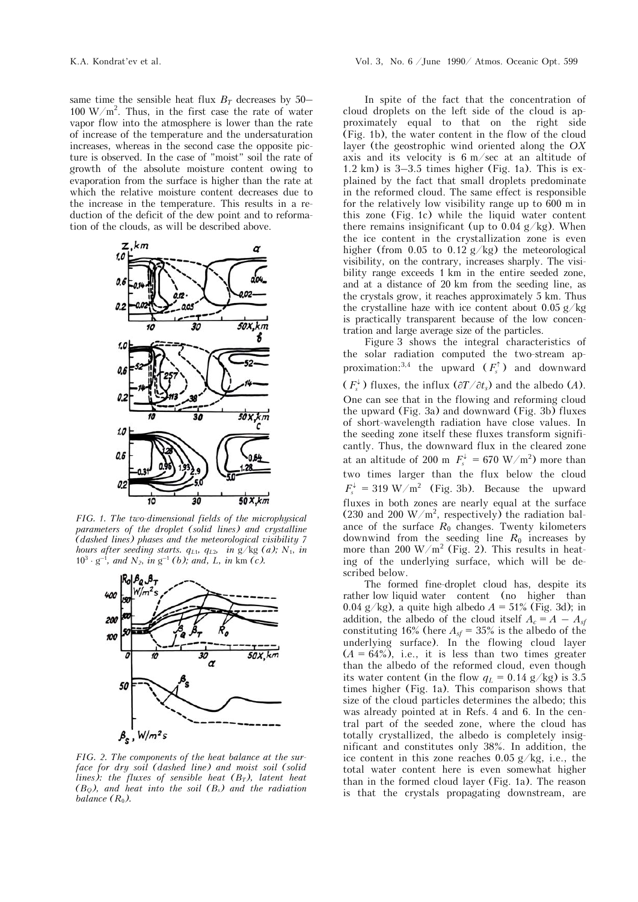same time the sensible heat flux $B_T$ decreases by 50–100 W/m$^2$. Thus, in the first case the rate of water vapor flow into the atmosphere is lower than the rate of increase of the temperature and the undersaturation increases, whereas in the second case the opposite picture is observed. In the case of "moist" soil the rate of growth of the absolute moisture content owing to evaporation from the surface is higher than the rate at which the relative moisture content decreases due to the increase in the temperature. This results in a reduction of the deficit of the dew point and to reformation of the clouds, as will be described above.

*FIG. 1. The two-dimensional fields of the microphysical parameters of the droplet (solid lines) and crystalline (dashed lines) phases and the meteorological visibility 7 hours after seeding starts. $q_{L1}$, $q_{L2}$, in g/kg (a); $N_1$, in $10^3 \cdot$ g$^{-1}$, and $N_2$, in g$^{-1}$ (b); and, L, in km (c).*

*FIG. 2. The components of the heat balance at the surface for dry soil (dashed line) and moist soil (solid lines): the fluxes of sensible heat ($B_T$), latent heat ($B_Q$), and heat into the soil ($B_s$) and the radiation balance ($R_0$).*

In spite of the fact that the concentration of cloud droplets on the left side of the cloud is approximately equal to that on the right side (Fig. 1b), the water content in the flow of the cloud layer (the geostrophic wind oriented along the $OX$ axis and its velocity is 6 m/sec at an altitude of 1.2 km) is 3–3.5 times higher (Fig. 1a). This is explained by the fact that small droplets predominate in the reformed cloud. The same effect is responsible for the relatively low visibility range up to 600 m in this zone (Fig. 1c) while the liquid water content there remains insignificant (up to 0.04 g/kg). When the ice content in the crystallization zone is even higher (from 0.05 to 0.12 g/kg) the meteorological visibility, on the contrary, increases sharply. The visibility range exceeds 1 km in the entire seeded zone, and at a distance of 20 km from the seeding line, as the crystals grow, it reaches approximately 5 km. Thus the crystalline haze with ice content about 0.05 g/kg is practically transparent because of the low concentration and large average size of the particles.

Figure 3 shows the integral characteristics of the solar radiation computed the two-stream approximation:[3,4] the upward ($F_s^{\uparrow}$) and downward ($F_s^{\downarrow}$) fluxes, the influx ($\partial T/\partial t_s$) and the albedo ($A$). One can see that in the flowing and reforming cloud the upward (Fig. 3a) and downward (Fig. 3b) fluxes of short-wavelength radiation have close values. In the seeding zone itself these fluxes transform significantly. Thus, the downward flux in the cleared zone at an altitude of 200 m $F_s^{\downarrow}$ = 670 W/m$^2$) more than two times larger than the flux below the cloud $F_s^{\downarrow}$ = 319 W/m$^2$ (Fig. 3b). Because the upward fluxes in both zones are nearly equal at the surface (230 and 200 W/m$^2$, respectively) the radiation balance of the surface $R_0$ changes. Twenty kilometers downwind from the seeding line $R_0$ increases by more than 200 W/m$^2$ (Fig. 2). This results in heating of the underlying surface, which will be described below.

The formed fine-droplet cloud has, despite its rather low liquid water content (no higher than 0.04 g/kg), a quite high albedo $A$ = 51% (Fig. 3d); in addition, the albedo of the cloud itself $A_c = A - A_{sf}$ constituting 16% (here $A_{sf}$ = 35% is the albedo of the underlying surface). In the flowing cloud layer ($A$ = 64%), i.e., it is less than two times greater than the albedo of the reformed cloud, even though its water content (in the flow $q_L$ = 0.14 g/kg) is 3.5 times higher (Fig. 1a). This comparison shows that size of the cloud particles determines the albedo; this was already pointed at in Refs. 4 and 6. In the central part of the seeded zone, where the cloud has totally crystallized, the albedo is completely insignificant and constitutes only 38%. In addition, the ice content in this zone reaches 0.05 g/kg, i.e., the total water content here is even somewhat higher than in the formed cloud layer (Fig. 1a). The reason is that the crystals propagating downstream, are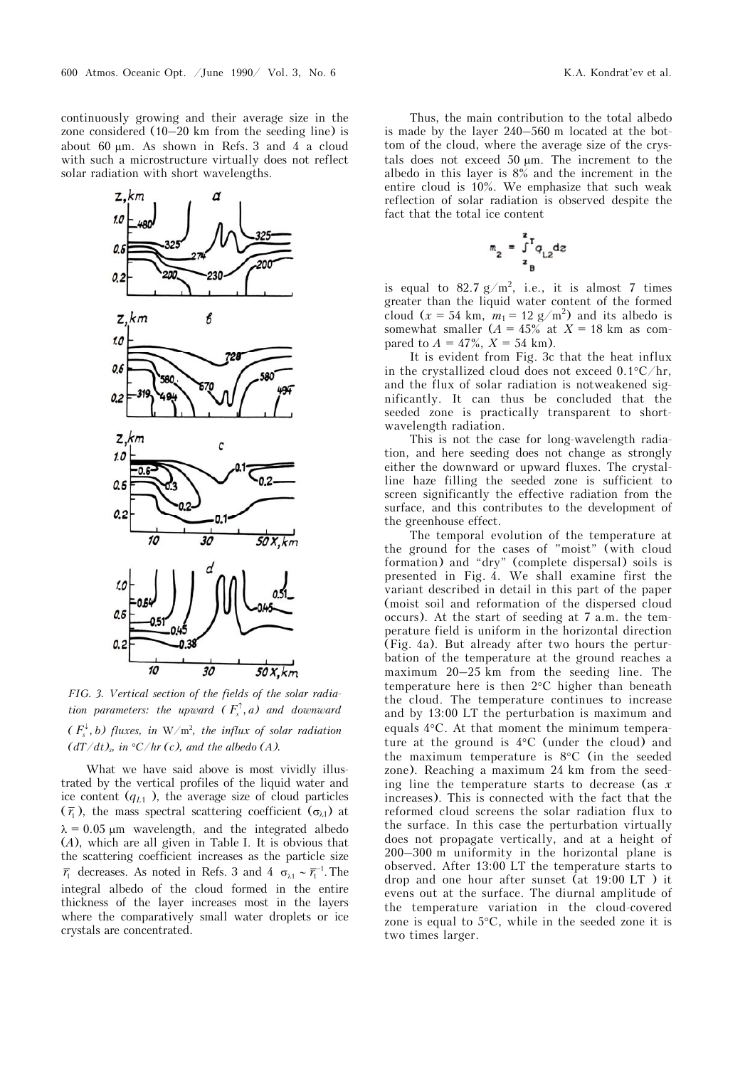continuously growing and their average size in the zone considered (10–20 km from the seeding line) is about 60 μm. As shown in Refs. 3 and 4 a cloud with such a microstructure virtually does not reflect solar radiation with short wavelengths.

*FIG. 3. Vertical section of the fields of the solar radiation parameters: the upward ($F_s^{\uparrow}$, a) and downward ($F_s^{\downarrow}$, b) fluxes, in W/m$^2$, the influx of solar radiation $(dT/dt)_s$, in °C/hr (c), and the albedo (A).*

What we have said above is most vividly illustrated by the vertical profiles of the liquid water and ice content ($q_{L1}$), the average size of cloud particles ($\bar{r}_1$), the mass spectral scattering coefficient ($\sigma_{\lambda 1}$) at $\lambda = 0.05$ μm wavelength, and the integrated albedo (A), which are all given in Table I. It is obvious that the scattering coefficient increases as the particle size $\bar{r}_1$ decreases. As noted in Refs. 3 and 4 $\sigma_{\lambda 1} \sim \bar{r}_1^{-1}$. The integral albedo of the cloud formed in the entire thickness of the layer increases most in the layers where the comparatively small water droplets or ice crystals are concentrated.

Thus, the main contribution to the total albedo is made by the layer 240–560 m located at the bottom of the cloud, where the average size of the crystals does not exceed 50 μm. The increment to the albedo in this layer is 8% and the increment in the entire cloud is 10%. We emphasize that such weak reflection of solar radiation is observed despite the fact that the total ice content

$$m_2 = \int_{z_B}^{z_T} q_{L2} dz$$

is equal to 82.7 g/m$^2$, i.e., it is almost 7 times greater than the liquid water content of the formed cloud ($x = 54$ km, $m_1 = 12$ g/m$^2$) and its albedo is somewhat smaller ($A = 45\%$ at $X = 18$ km as compared to $A = 47\%$, $X = 54$ km).

It is evident from Fig. 3c that the heat influx in the crystallized cloud does not exceed 0.1°C/hr, and the flux of solar radiation is notweakened significantly. It can thus be concluded that the seeded zone is practically transparent to short-wavelength radiation.

This is not the case for long-wavelength radiation, and here seeding does not change as strongly either the downward or upward fluxes. The crystalline haze filling the seeded zone is sufficient to screen significantly the effective radiation from the surface, and this contributes to the development of the greenhouse effect.

The temporal evolution of the temperature at the ground for the cases of "moist" (with cloud formation) and "dry" (complete dispersal) soils is presented in Fig. 4. We shall examine first the variant described in detail in this part of the paper (moist soil and reformation of the dispersed cloud occurs). At the start of seeding at 7 a.m. the temperature field is uniform in the horizontal direction (Fig. 4a). But already after two hours the perturbation of the temperature at the ground reaches a maximum 20–25 km from the seeding line. The temperature here is then 2°C higher than beneath the cloud. The temperature continues to increase and by 13:00 LT the perturbation is maximum and equals 4°C. At that moment the minimum temperature at the ground is 4°C (under the cloud) and the maximum temperature is 8°C (in the seeded zone). Reaching a maximum 24 km from the seeding line the temperature starts to decrease (as $x$ increases). This is connected with the fact that the reformed cloud screens the solar radiation flux to the surface. In this case the perturbation virtually does not propagate vertically, and at a height of 200–300 m uniformity in the horizontal plane is observed. After 13:00 LT the temperature starts to drop and one hour after sunset (at 19:00 LT ) it evens out at the surface. The diurnal amplitude of the temperature variation in the cloud-covered zone is equal to 5°C, while in the seeded zone it is two times larger.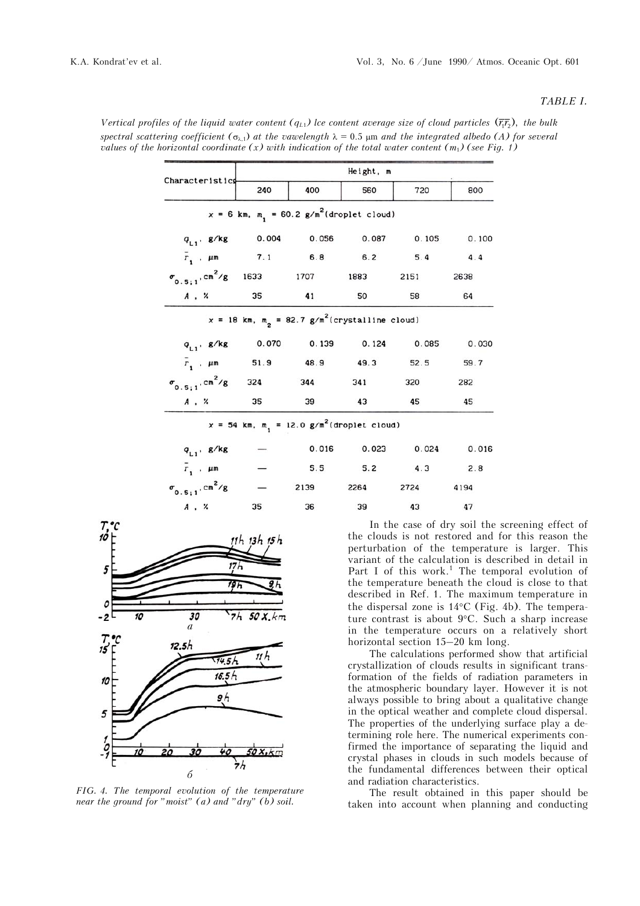*TABLE I.*

*Vertical profiles of the liquid water content ($q_{L1}$) lce content average size of cloud particles ($\overline{r_1 r_2}$), the bulk spectral scattering coefficient ($\sigma_{\lambda,1}$) at the vawelength $\lambda$ = 0.5 μm and the integrated albedo (A) for several values of the horizontal coordinate (x) with indication of the total water content ($m_1$) (see Fig. 1)*

| Characteristics | Height, m | | | | |
|---|---|---|---|---|---|
| | 240 | 400 | 560 | 720 | 800 |
| $x$ = 6 km, $m_1$ = 60.2 g/m$^2$ (droplet cloud) | | | | | |
| $q_{L1}$, g/kg | 0.004 | 0.056 | 0.087 | 0.105 | 0.100 |
| $\bar{r}_1$, μm | 7.1 | 6.8 | 6.2 | 5.4 | 4.4 |
| $\sigma_{0.5;1}$, cm$^2$/g | 1633 | 1707 | 1883 | 2151 | 2638 |
| $A$, % | 35 | 41 | 50 | 58 | 64 |
| $x$ = 18 km, $m_2$ = 82.7 g/m$^2$ (crystalline cloud) | | | | | |
| $q_{L1}$, g/kg | 0.070 | 0.139 | 0.124 | 0.085 | 0.030 |
| $\bar{r}_1$, μm | 51.9 | 48.9 | 49.3 | 52.5 | 59.7 |
| $\sigma_{0.5;1}$, cm$^2$/g | 324 | 344 | 341 | 320 | 282 |
| $A$, % | 35 | 39 | 43 | 45 | 45 |
| $x$ = 54 km, $m_1$ = 12.0 g/m$^2$ (droplet cloud) | | | | | |
| $q_{L1}$, g/kg | — | 0.016 | 0.023 | 0.024 | 0.016 |
| $\bar{r}_1$, μm | — | 5.5 | 5.2 | 4.3 | 2.8 |
| $\sigma_{0.5;1}$, cm$^2$/g | — | 2139 | 2264 | 2724 | 4194 |
| $A$, % | 35 | 36 | 39 | 43 | 47 |

*FIG. 4. The temporal evolution of the temperature near the ground for "moist" (a) and "dry" (b) soil.*

In the case of dry soil the screening effect of the clouds is not restored and for this reason the perturbation of the temperature is larger. This variant of the calculation is described in detail in Part I of this work.[1] The temporal evolution of the temperature beneath the cloud is close to that described in Ref. 1. The maximum temperature in the dispersal zone is 14°C (Fig. 4b). The temperature contrast is about 9°C. Such a sharp increase in the temperature occurs on a relatively short horizontal section 15–20 km long.

The calculations performed show that artificial crystallization of clouds results in significant transformation of the fields of radiation parameters in the atmospheric boundary layer. However it is not always possible to bring about a qualitative change in the optical weather and complete cloud dispersal. The properties of the underlying surface play a determining role here. The numerical experiments confirmed the importance of separating the liquid and crystal phases in clouds in such models because of the fundamental differences between their optical and radiation characteristics.

The result obtained in this paper should be taken into account when planning and conducting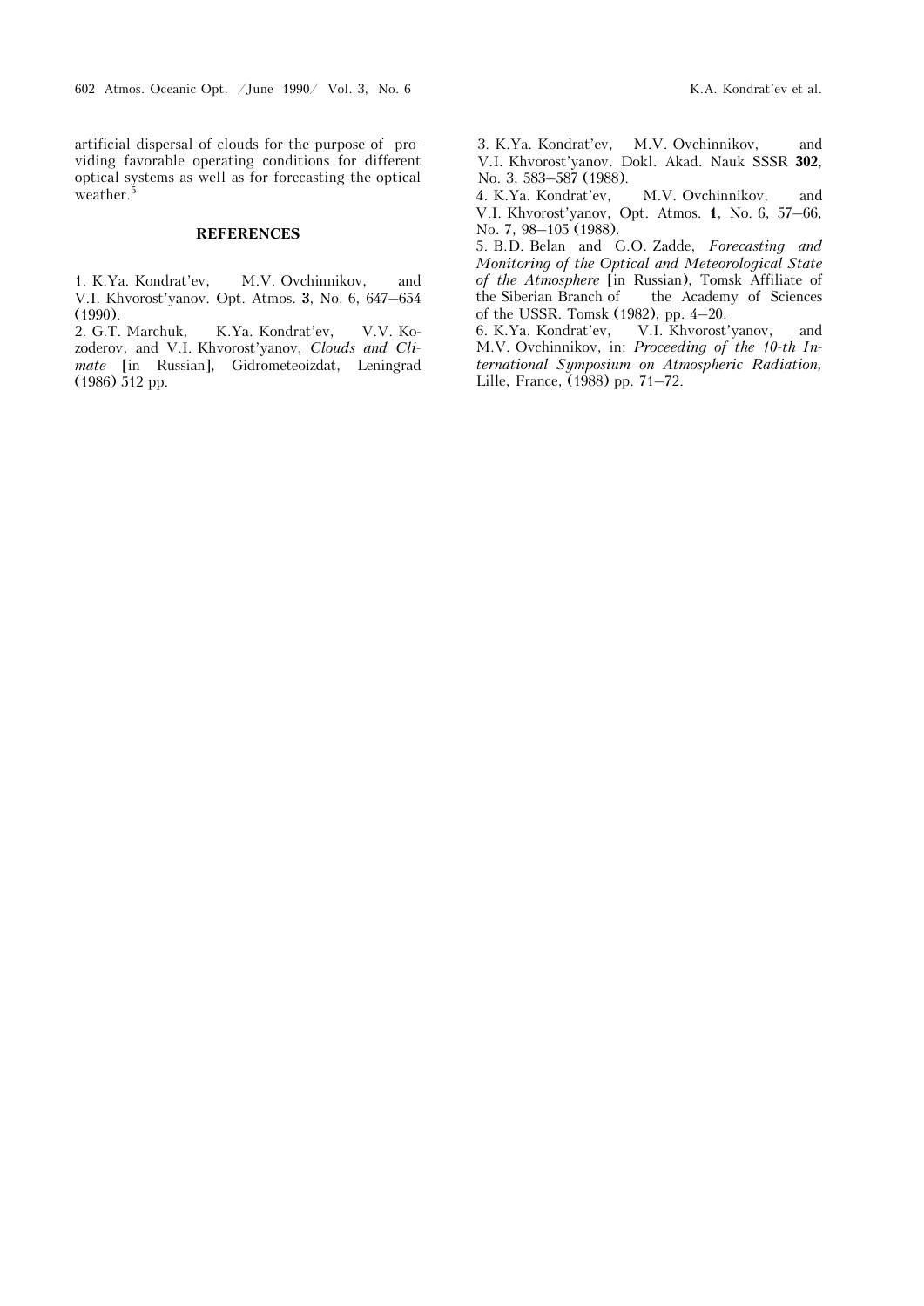artificial dispersal of clouds for the purpose of providing favorable operating conditions for different optical systems as well as for forecasting the optical weather.[5]

## REFERENCES

1. K.Ya. Kondrat'ev, M.V. Ovchinnikov, and V.I. Khvorost'yanov. Opt. Atmos. **3**, No. 6, 647–654 (1990).
2. G.T. Marchuk, K.Ya. Kondrat'ev, V.V. Kozoderov, and V.I. Khvorost'yanov, *Clouds and Climate* [in Russian], Gidrometeoizdat, Leningrad (1986) 512 pp.
3. K.Ya. Kondrat'ev, M.V. Ovchinnikov, and V.I. Khvorost'yanov. Dokl. Akad. Nauk SSSR **302**, No. 3, 583–587 (1988).
4. K.Ya. Kondrat'ev, M.V. Ovchinnikov, and V.I. Khvorost'yanov, Opt. Atmos. **1**, No. 6, 57–66, No. 7, 98–105 (1988).
5. B.D. Belan and G.O. Zadde, *Forecasting and Monitoring of the Optical and Meteorological State of the Atmosphere* [in Russian), Tomsk Affiliate of the Siberian Branch of the Academy of Sciences of the USSR. Tomsk (1982), pp. 4–20.
6. K.Ya. Kondrat'ev, V.I. Khvorost'yanov, and M.V. Ovchinnikov, in: *Proceeding of the 10-th International Symposium on Atmospheric Radiation,* Lille, France, (1988) pp. 71–72.